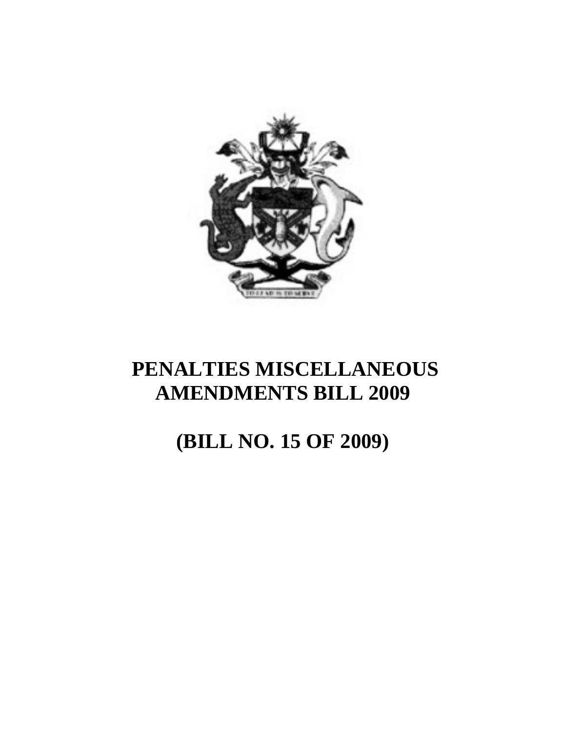# PENALTIES MISCELLANEOUS AMENDMENTS BILL 2009

# (BILL NO. 15 OF 2009)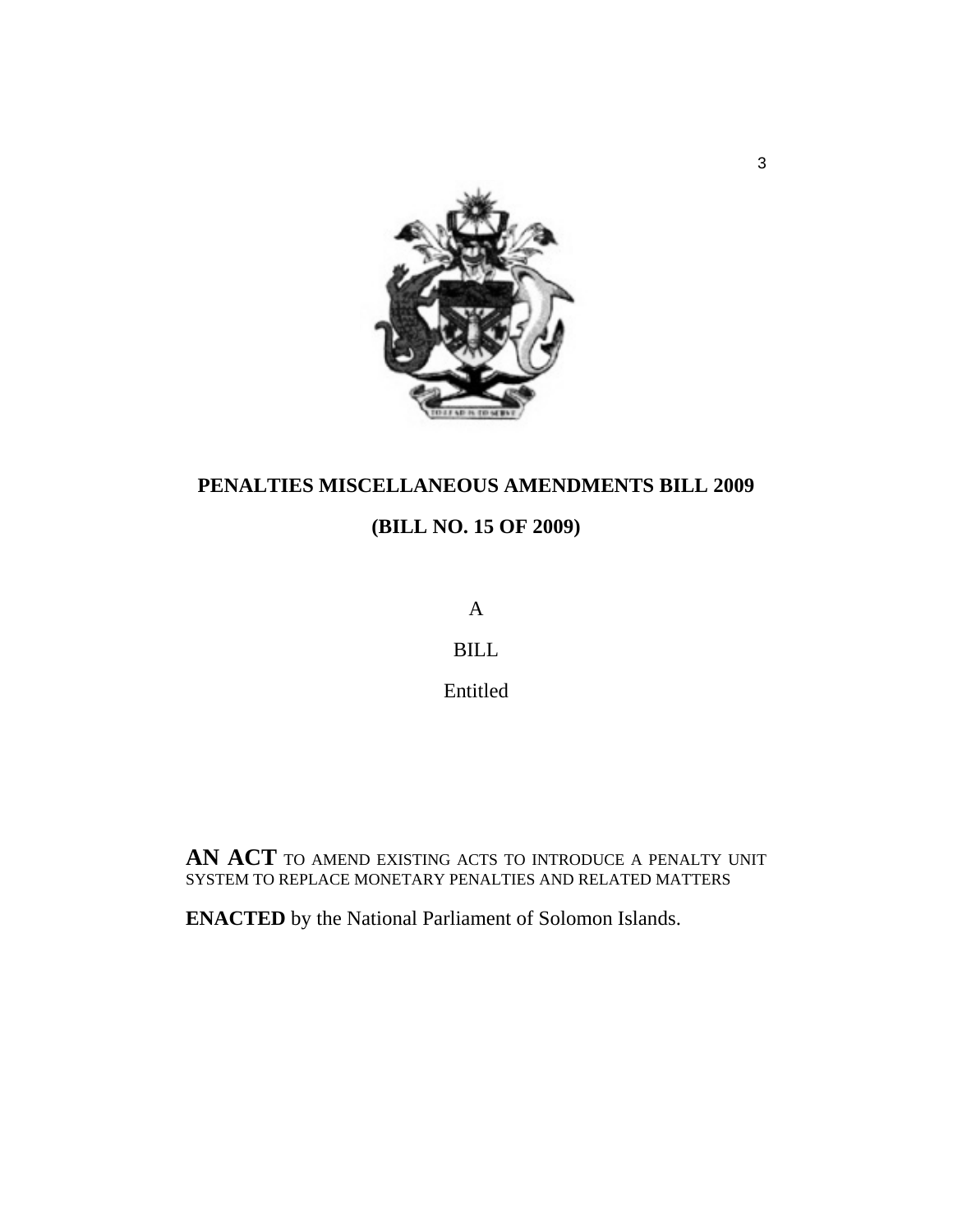# PENALTIES MISCELLANEOUS AMENDMENTS BILL 2009

## (BILL NO. 15 OF 2009)

A

BILL

Entitled

**AN ACT** TO AMEND EXISTING ACTS TO INTRODUCE A PENALTY UNIT SYSTEM TO REPLACE MONETARY PENALTIES AND RELATED MATTERS

**ENACTED** by the National Parliament of Solomon Islands.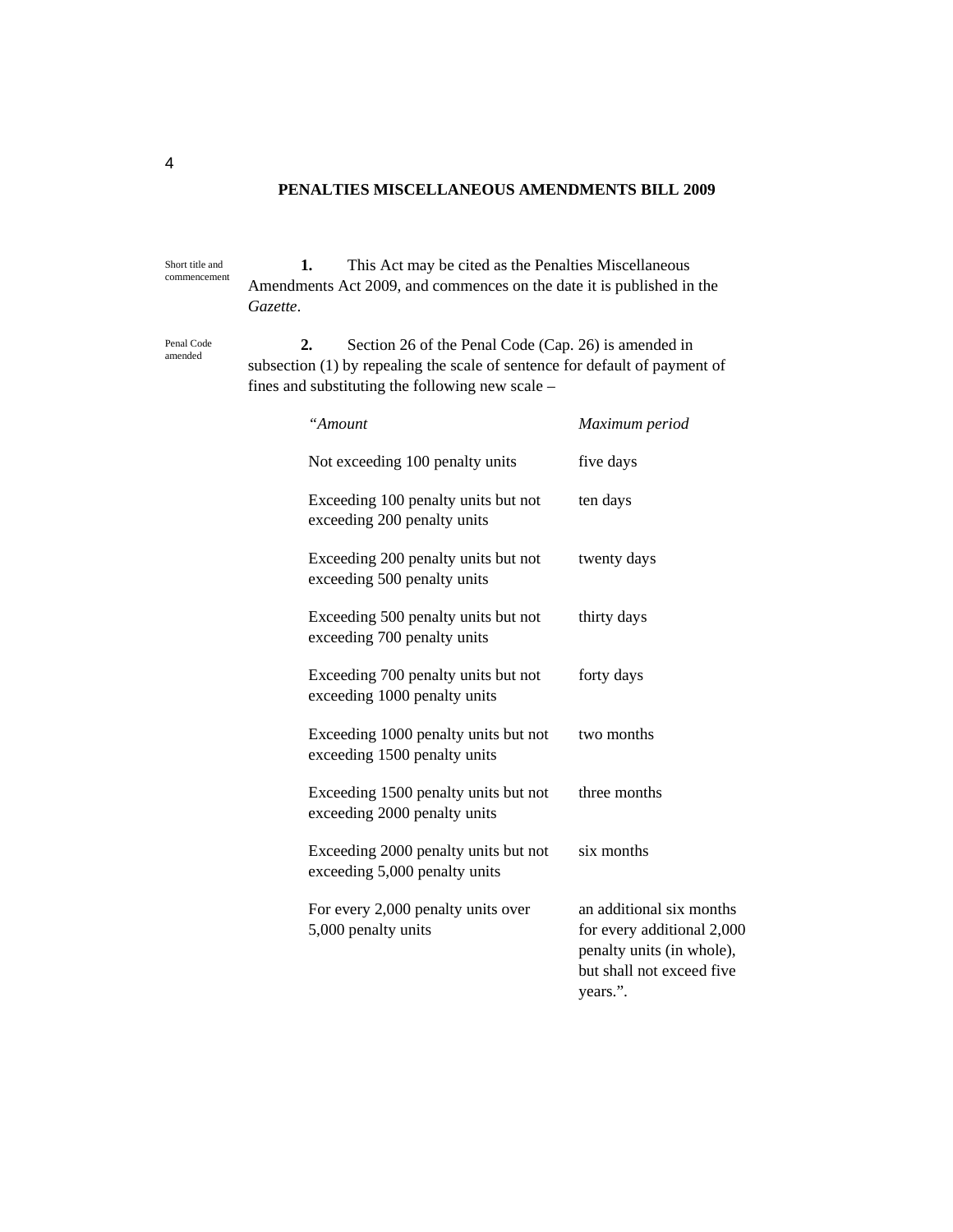**PENALTIES MISCELLANEOUS AMENDMENTS BILL 2009**

Short title and commencement

**1.** This Act may be cited as the Penalties Miscellaneous Amendments Act 2009, and commences on the date it is published in the *Gazette*.

Penal Code amended

**2.** Section 26 of the Penal Code (Cap. 26) is amended in subsection (1) by repealing the scale of sentence for default of payment of fines and substituting the following new scale –

| “*Amount* | *Maximum period* |
|---|---|
| Not exceeding 100 penalty units | five days |
| Exceeding 100 penalty units but not exceeding 200 penalty units | ten days |
| Exceeding 200 penalty units but not exceeding 500 penalty units | twenty days |
| Exceeding 500 penalty units but not exceeding 700 penalty units | thirty days |
| Exceeding 700 penalty units but not exceeding 1000 penalty units | forty days |
| Exceeding 1000 penalty units but not exceeding 1500 penalty units | two months |
| Exceeding 1500 penalty units but not exceeding 2000 penalty units | three months |
| Exceeding 2000 penalty units but not exceeding 5,000 penalty units | six months |
| For every 2,000 penalty units over 5,000 penalty units | an additional six months for every additional 2,000 penalty units (in whole), but shall not exceed five years.”. |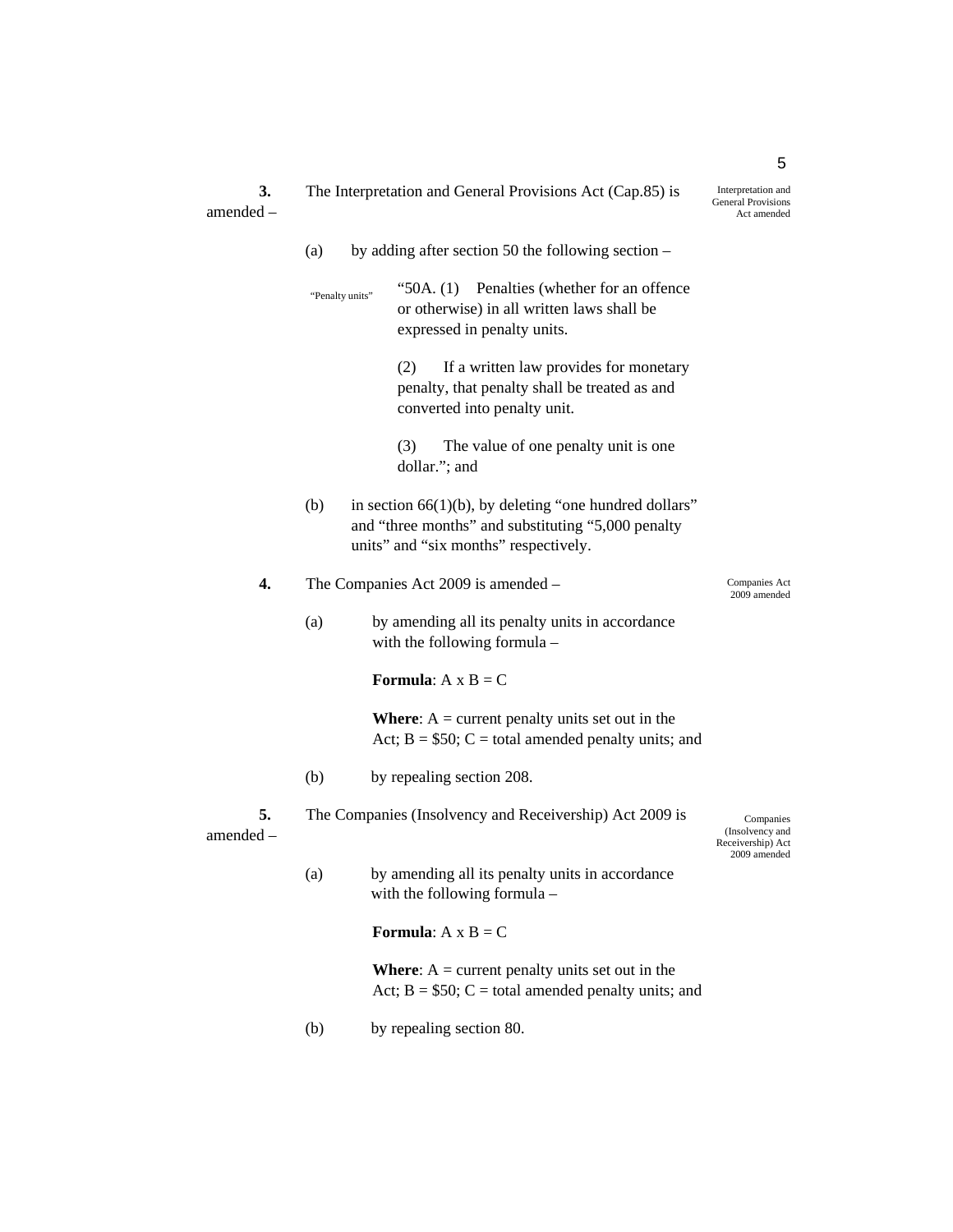**3.** The Interpretation and General Provisions Act (Cap.85) is amended –

*Interpretation and General Provisions Act amended*

(a) by adding after section 50 the following section –

*"Penalty units"*

"50A. (1) Penalties (whether for an offence or otherwise) in all written laws shall be expressed in penalty units.

(2) If a written law provides for monetary penalty, that penalty shall be treated as and converted into penalty unit.

(3) The value of one penalty unit is one dollar."; and

(b) in section 66(1)(b), by deleting "one hundred dollars" and "three months" and substituting "5,000 penalty units" and "six months" respectively.

**4.** The Companies Act 2009 is amended –

*Companies Act 2009 amended*

(a) by amending all its penalty units in accordance with the following formula –

**Formula**: A x B = C

**Where**: A = current penalty units set out in the Act; B = $50; C = total amended penalty units; and

(b) by repealing section 208.

**5.** The Companies (Insolvency and Receivership) Act 2009 is amended –

*Companies (Insolvency and Receivership) Act 2009 amended*

(a) by amending all its penalty units in accordance with the following formula –

**Formula**: A x B = C

**Where**: A = current penalty units set out in the Act; B = $50; C = total amended penalty units; and

(b) by repealing section 80.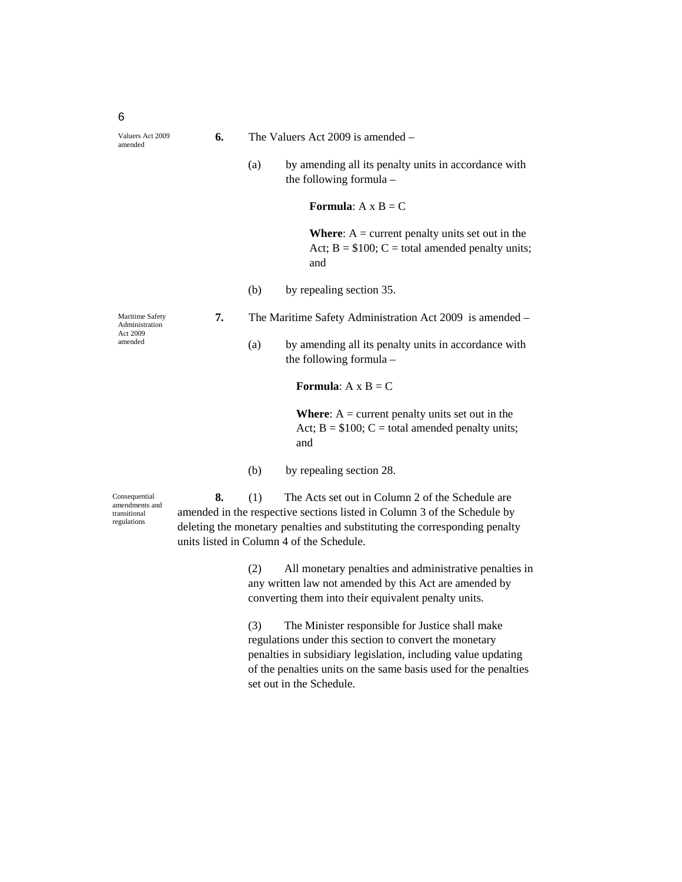Valuers Act 2009 amended

**6.** The Valuers Act 2009 is amended –

(a) by amending all its penalty units in accordance with the following formula –

**Formula**: A x B = C

**Where**: A = current penalty units set out in the Act; B = $100; C = total amended penalty units; and

(b) by repealing section 35.

Maritime Safety Administration Act 2009 amended

**7.** The Maritime Safety Administration Act 2009 is amended –

(a) by amending all its penalty units in accordance with the following formula –

**Formula**: A x B = C

**Where**: A = current penalty units set out in the Act; B = $100; C = total amended penalty units; and

(b) by repealing section 28.

Consequential amendments and transitional regulations

**8.** (1) The Acts set out in Column 2 of the Schedule are amended in the respective sections listed in Column 3 of the Schedule by deleting the monetary penalties and substituting the corresponding penalty units listed in Column 4 of the Schedule.

(2) All monetary penalties and administrative penalties in any written law not amended by this Act are amended by converting them into their equivalent penalty units.

(3) The Minister responsible for Justice shall make regulations under this section to convert the monetary penalties in subsidiary legislation, including value updating of the penalties units on the same basis used for the penalties set out in the Schedule.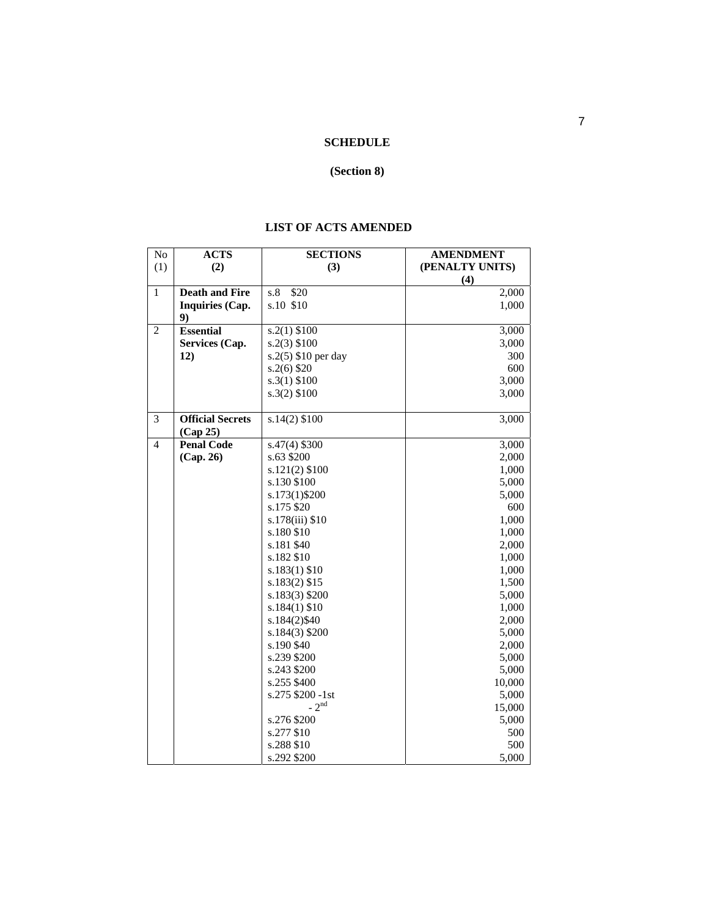**SCHEDULE**

**(Section 8)**

**LIST OF ACTS AMENDED**

| No (1) | ACTS (2) | SECTIONS (3) | AMENDMENT (PENALTY UNITS) (4) |
|---|---|---|---|
| 1 | **Death and Fire Inquiries (Cap. 9)** | s.8 $20 | 2,000 |
| | | s.10 $10 | 1,000 |
| 2 | **Essential Services (Cap. 12)** | s.2(1) $100 | 3,000 |
| | | s.2(3) $100 | 3,000 |
| | | s.2(5) $10 per day | 300 |
| | | s.2(6) $20 | 600 |
| | | s.3(1) $100 | 3,000 |
| | | s.3(2) $100 | 3,000 |
| 3 | **Official Secrets (Cap 25)** | s.14(2) $100 | 3,000 |
| 4 | **Penal Code (Cap. 26)** | s.47(4) $300 | 3,000 |
| | | s.63 $200 | 2,000 |
| | | s.121(2) $100 | 1,000 |
| | | s.130 $100 | 5,000 |
| | | s.173(1)$200 | 5,000 |
| | | s.175 $20 | 600 |
| | | s.178(iii) $10 | 1,000 |
| | | s.180 $10 | 1,000 |
| | | s.181 $40 | 2,000 |
| | | s.182 $10 | 1,000 |
| | | s.183(1) $10 | 1,000 |
| | | s.183(2) $15 | 1,500 |
| | | s.183(3) $200 | 5,000 |
| | | s.184(1) $10 | 1,000 |
| | | s.184(2)$40 | 2,000 |
| | | s.184(3) $200 | 5,000 |
| | | s.190 $40 | 2,000 |
| | | s.239 $200 | 5,000 |
| | | s.243 $200 | 5,000 |
| | | s.255 $400 | 10,000 |
| | | s.275 $200 -1st | 5,000 |
| | | - 2nd | 15,000 |
| | | s.276 $200 | 5,000 |
| | | s.277 $10 | 500 |
| | | s.288 $10 | 500 |
| | | s.292 $200 | 5,000 |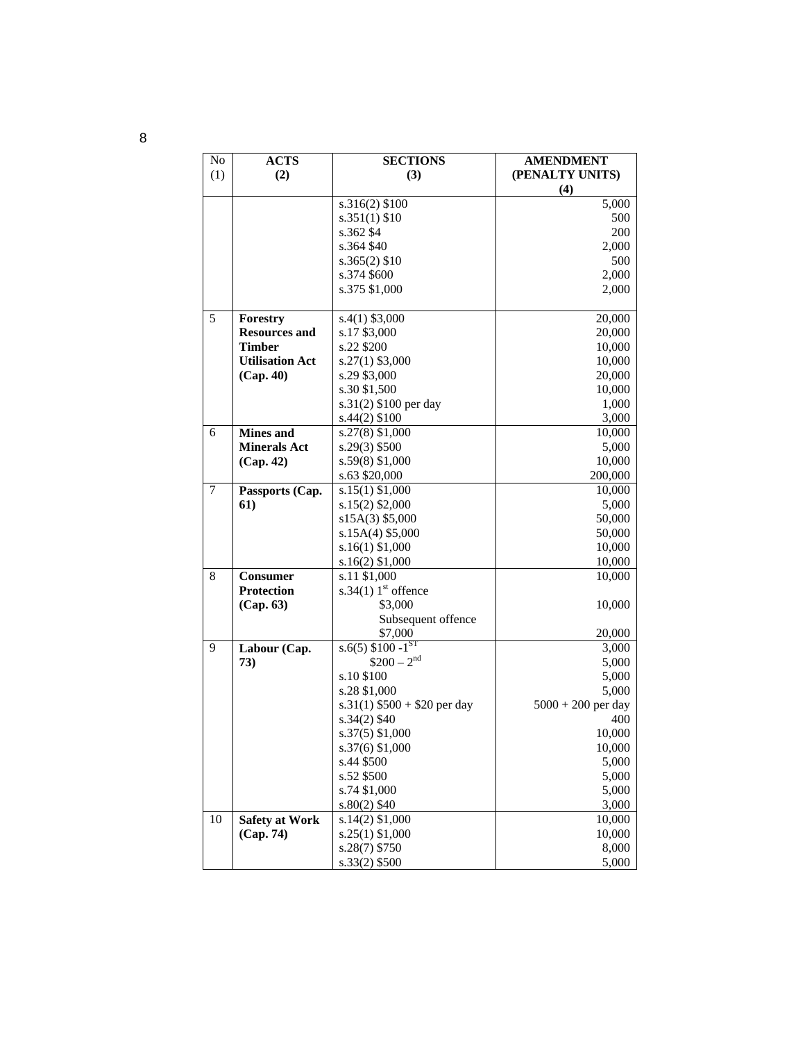| No (1) | ACTS (2) | SECTIONS (3) | AMENDMENT (PENALTY UNITS) (4) |
|---|---|---|---|
| | | s.316(2) $100 | 5,000 |
| | | s.351(1) $10 | 500 |
| | | s.362 $4 | 200 |
| | | s.364 $40 | 2,000 |
| | | s.365(2) $10 | 500 |
| | | s.374 $600 | 2,000 |
| | | s.375 $1,000 | 2,000 |
| 5 | **Forestry Resources and Timber Utilisation Act (Cap. 40)** | s.4(1) $3,000 | 20,000 |
| | | s.17 $3,000 | 20,000 |
| | | s.22 $200 | 10,000 |
| | | s.27(1) $3,000 | 10,000 |
| | | s.29 $3,000 | 20,000 |
| | | s.30 $1,500 | 10,000 |
| | | s.31(2) $100 per day | 1,000 |
| | | s.44(2) $100 | 3,000 |
| 6 | **Mines and Minerals Act (Cap. 42)** | s.27(8) $1,000 | 10,000 |
| | | s.29(3) $500 | 5,000 |
| | | s.59(8) $1,000 | 10,000 |
| | | s.63 $20,000 | 200,000 |
| 7 | **Passports (Cap. 61)** | s.15(1) $1,000 | 10,000 |
| | | s.15(2) $2,000 | 5,000 |
| | | s15A(3) $5,000 | 50,000 |
| | | s.15A(4) $5,000 | 50,000 |
| | | s.16(1) $1,000 | 10,000 |
| | | s.16(2) $1,000 | 10,000 |
| 8 | **Consumer Protection (Cap. 63)** | s.11 $1,000 | 10,000 |
| | | s.34(1) 1st offence $3,000 | 10,000 |
| | | Subsequent offence $7,000 | 20,000 |
| 9 | **Labour (Cap. 73)** | s.6(5) $100 - 1ST | 3,000 |
| | | $200 – 2nd | 5,000 |
| | | s.10 $100 | 5,000 |
| | | s.28 $1,000 | 5,000 |
| | | s.31(1) $500 + $20 per day | 5000 + 200 per day |
| | | s.34(2) $40 | 400 |
| | | s.37(5) $1,000 | 10,000 |
| | | s.37(6) $1,000 | 10,000 |
| | | s.44 $500 | 5,000 |
| | | s.52 $500 | 5,000 |
| | | s.74 $1,000 | 5,000 |
| | | s.80(2) $40 | 3,000 |
| 10 | **Safety at Work (Cap. 74)** | s.14(2) $1,000 | 10,000 |
| | | s.25(1) $1,000 | 10,000 |
| | | s.28(7) $750 | 8,000 |
| | | s.33(2) $500 | 5,000 |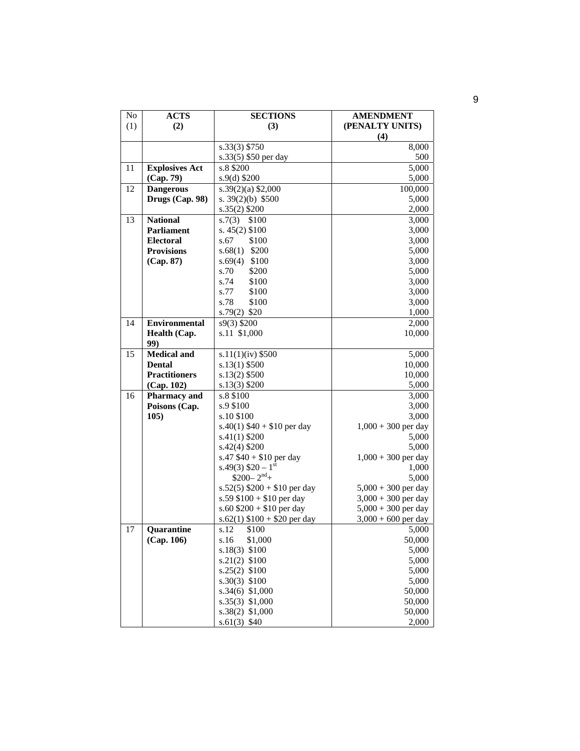| No (1) | ACTS (2) | SECTIONS (3) | AMENDMENT (PENALTY UNITS) (4) |
|---|---|---|---|
| | | s.33(3) $750 | 8,000 |
| | | s.33(5) $50 per day | 500 |
| 11 | **Explosives Act (Cap. 79)** | s.8 $200 | 5,000 |
| | | s.9(d) $200 | 5,000 |
| 12 | **Dangerous Drugs (Cap. 98)** | s.39(2)(a) $2,000 | 100,000 |
| | | s. 39(2)(b) $500 | 5,000 |
| | | s.35(2) $200 | 2,000 |
| 13 | **National Parliament Electoral Provisions (Cap. 87)** | s.7(3) $100 | 3,000 |
| | | s. 45(2) $100 | 3,000 |
| | | s.67 $100 | 3,000 |
| | | s.68(1) $200 | 5,000 |
| | | s.69(4) $100 | 3,000 |
| | | s.70 $200 | 5,000 |
| | | s.74 $100 | 3,000 |
| | | s.77 $100 | 3,000 |
| | | s.78 $100 | 3,000 |
| | | s.79(2) $20 | 1,000 |
| 14 | **Environmental Health (Cap. 99)** | s9(3) $200 | 2,000 |
| | | s.11 $1,000 | 10,000 |
| 15 | **Medical and Dental Practitioners (Cap. 102)** | s.11(1)(iv) $500 | 5,000 |
| | | s.13(1) $500 | 10,000 |
| | | s.13(2) $500 | 10,000 |
| | | s.13(3) $200 | 5,000 |
| 16 | **Pharmacy and Poisons (Cap. 105)** | s.8 $100 | 3,000 |
| | | s.9 $100 | 3,000 |
| | | s.10 $100 | 3,000 |
| | | s.40(1) $40 + $10 per day | 1,000 + 300 per day |
| | | s.41(1) $200 | 5,000 |
| | | s.42(4) $200 | 5,000 |
| | | s.47 $40 + $10 per day | 1,000 + 300 per day |
| | | s.49(3) $20 – 1st | 1,000 |
| | | $200– 2nd+ | 5,000 |
| | | s.52(5) $200 + $10 per day | 5,000 + 300 per day |
| | | s.59 $100 + $10 per day | 3,000 + 300 per day |
| | | s.60 $200 + $10 per day | 5,000 + 300 per day |
| | | s.62(1) $100 + $20 per day | 3,000 + 600 per day |
| 17 | **Quarantine (Cap. 106)** | s.12 $100 | 5,000 |
| | | s.16 $1,000 | 50,000 |
| | | s.18(3) $100 | 5,000 |
| | | s.21(2) $100 | 5,000 |
| | | s.25(2) $100 | 5,000 |
| | | s.30(3) $100 | 5,000 |
| | | s.34(6) $1,000 | 50,000 |
| | | s.35(3) $1,000 | 50,000 |
| | | s.38(2) $1,000 | 50,000 |
| | | s.61(3) $40 | 2,000 |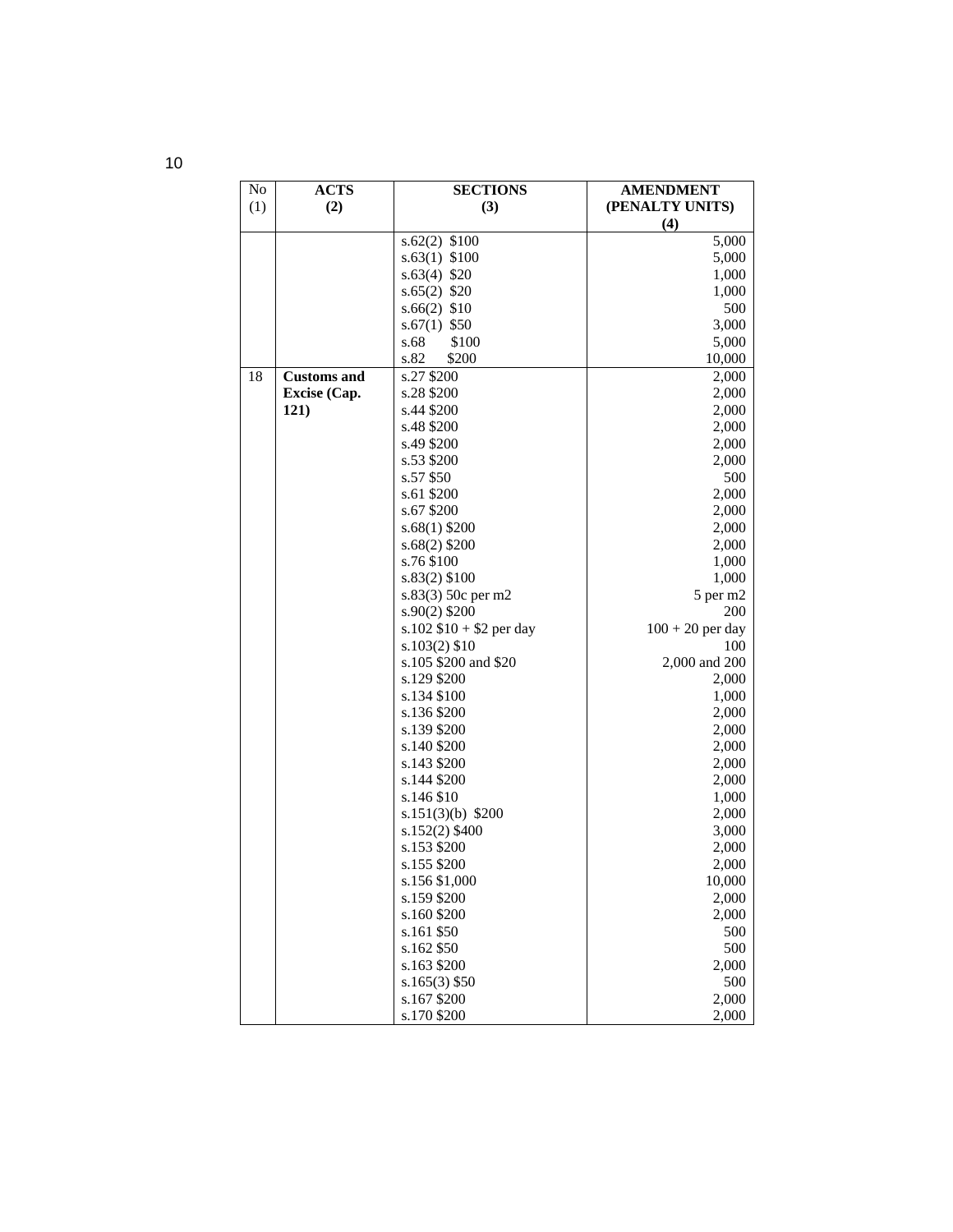| No (1) | ACTS (2) | SECTIONS (3) | AMENDMENT (PENALTY UNITS) (4) |
|---|---|---|---|
| | | s.62(2) $100 | 5,000 |
| | | s.63(1) $100 | 5,000 |
| | | s.63(4) $20 | 1,000 |
| | | s.65(2) $20 | 1,000 |
| | | s.66(2) $10 | 500 |
| | | s.67(1) $50 | 3,000 |
| | | s.68 $100 | 5,000 |
| | | s.82 $200 | 10,000 |
| 18 | **Customs and Excise (Cap. 121)** | s.27 $200 | 2,000 |
| | | s.28 $200 | 2,000 |
| | | s.44 $200 | 2,000 |
| | | s.48 $200 | 2,000 |
| | | s.49 $200 | 2,000 |
| | | s.53 $200 | 2,000 |
| | | s.57 $50 | 500 |
| | | s.61 $200 | 2,000 |
| | | s.67 $200 | 2,000 |
| | | s.68(1) $200 | 2,000 |
| | | s.68(2) $200 | 2,000 |
| | | s.76 $100 | 1,000 |
| | | s.83(2) $100 | 1,000 |
| | | s.83(3) 50c per m2 | 5 per m2 |
| | | s.90(2) $200 | 200 |
| | | s.102 $10 + $2 per day | 100 + 20 per day |
| | | s.103(2) $10 | 100 |
| | | s.105 $200 and $20 | 2,000 and 200 |
| | | s.129 $200 | 2,000 |
| | | s.134 $100 | 1,000 |
| | | s.136 $200 | 2,000 |
| | | s.139 $200 | 2,000 |
| | | s.140 $200 | 2,000 |
| | | s.143 $200 | 2,000 |
| | | s.144 $200 | 2,000 |
| | | s.146 $10 | 1,000 |
| | | s.151(3)(b) $200 | 2,000 |
| | | s.152(2) $400 | 3,000 |
| | | s.153 $200 | 2,000 |
| | | s.155 $200 | 2,000 |
| | | s.156 $1,000 | 10,000 |
| | | s.159 $200 | 2,000 |
| | | s.160 $200 | 2,000 |
| | | s.161 $50 | 500 |
| | | s.162 $50 | 500 |
| | | s.163 $200 | 2,000 |
| | | s.165(3) $50 | 500 |
| | | s.167 $200 | 2,000 |
| | | s.170 $200 | 2,000 |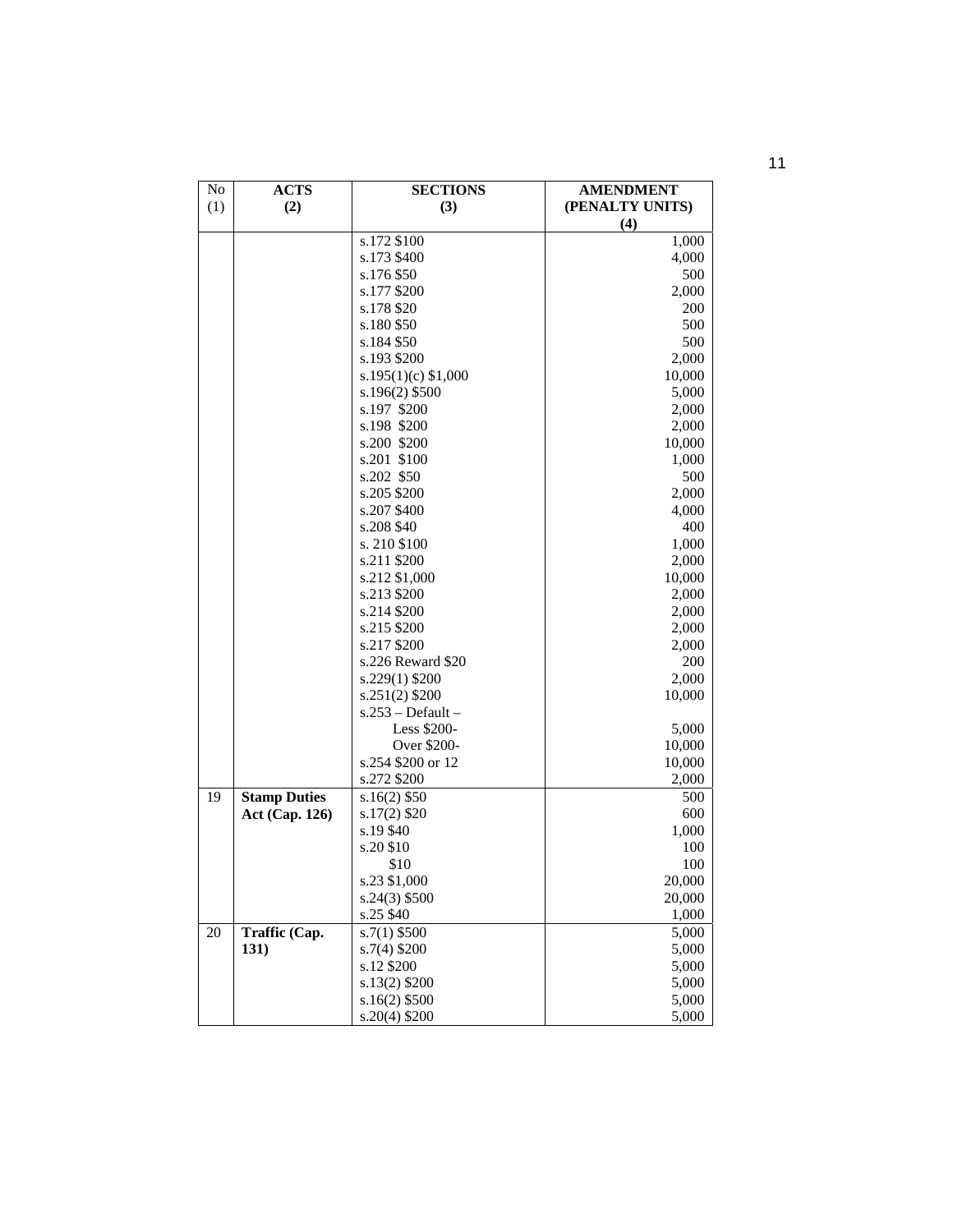| No (1) | ACTS (2) | SECTIONS (3) | AMENDMENT (PENALTY UNITS) (4) |
|---|---|---|---|
| | | s.172 $100 | 1,000 |
| | | s.173 $400 | 4,000 |
| | | s.176 $50 | 500 |
| | | s.177 $200 | 2,000 |
| | | s.178 $20 | 200 |
| | | s.180 $50 | 500 |
| | | s.184 $50 | 500 |
| | | s.193 $200 | 2,000 |
| | | s.195(1)(c) $1,000 | 10,000 |
| | | s.196(2) $500 | 5,000 |
| | | s.197 $200 | 2,000 |
| | | s.198 $200 | 2,000 |
| | | s.200 $200 | 10,000 |
| | | s.201 $100 | 1,000 |
| | | s.202 $50 | 500 |
| | | s.205 $200 | 2,000 |
| | | s.207 $400 | 4,000 |
| | | s.208 $40 | 400 |
| | | s. 210 $100 | 1,000 |
| | | s.211 $200 | 2,000 |
| | | s.212 $1,000 | 10,000 |
| | | s.213 $200 | 2,000 |
| | | s.214 $200 | 2,000 |
| | | s.215 $200 | 2,000 |
| | | s.217 $200 | 2,000 |
| | | s.226 Reward $20 | 200 |
| | | s.229(1) $200 | 2,000 |
| | | s.251(2) $200 | 10,000 |
| | | s.253 – Default – | |
| | | Less $200- | 5,000 |
| | | Over $200- | 10,000 |
| | | s.254 $200 or 12 | 10,000 |
| | | s.272 $200 | 2,000 |
| 19 | **Stamp Duties Act (Cap. 126)** | s.16(2) $50 | 500 |
| | | s.17(2) $20 | 600 |
| | | s.19 $40 | 1,000 |
| | | s.20 $10 | 100 |
| | | $10 | 100 |
| | | s.23 $1,000 | 20,000 |
| | | s.24(3) $500 | 20,000 |
| | | s.25 $40 | 1,000 |
| 20 | **Traffic (Cap. 131)** | s.7(1) $500 | 5,000 |
| | | s.7(4) $200 | 5,000 |
| | | s.12 $200 | 5,000 |
| | | s.13(2) $200 | 5,000 |
| | | s.16(2) $500 | 5,000 |
| | | s.20(4) $200 | 5,000 |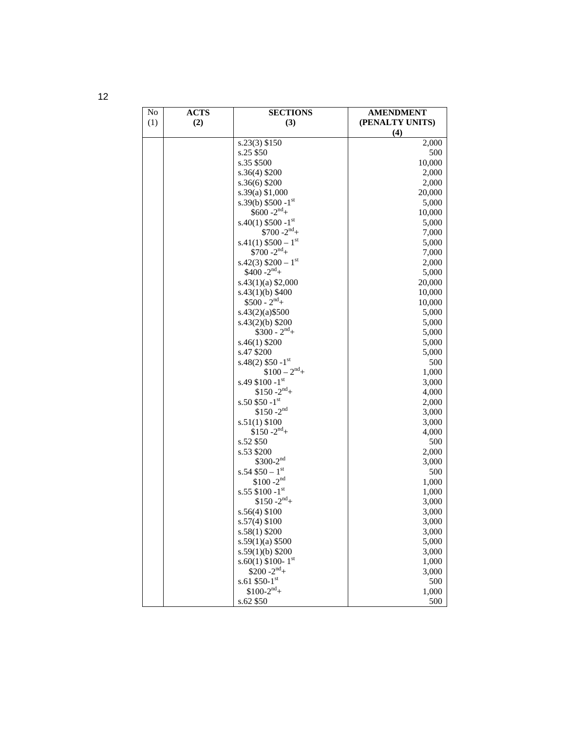| No (1) | ACTS (2) | SECTIONS (3) | AMENDMENT (PENALTY UNITS) (4) |
|---|---|---|---|
| | | s.23(3) $150 | 2,000 |
| | | s.25 $50 | 500 |
| | | s.35 $500 | 10,000 |
| | | s.36(4) $200 | 2,000 |
| | | s.36(6) $200 | 2,000 |
| | | s.39(a) $1,000 | 20,000 |
| | | s.39(b) $500 -1st | 5,000 |
| | | $600 -2nd+ | 10,000 |
| | | s.40(1) $500 -1st | 5,000 |
| | | $700 -2nd+ | 7,000 |
| | | s.41(1) $500 – 1st | 5,000 |
| | | $700 -2nd+ | 7,000 |
| | | s.42(3) $200 – 1st | 2,000 |
| | | $400 -2nd+ | 5,000 |
| | | s.43(1)(a) $2,000 | 20,000 |
| | | s.43(1)(b) $400 | 10,000 |
| | | $500 - 2nd+ | 10,000 |
| | | s.43(2)(a)$500 | 5,000 |
| | | s.43(2)(b) $200 | 5,000 |
| | | $300 - 2nd+ | 5,000 |
| | | s.46(1) $200 | 5,000 |
| | | s.47 $200 | 5,000 |
| | | s.48(2) $50 -1st | 500 |
| | | $100 – 2nd+ | 1,000 |
| | | s.49 $100 -1st | 3,000 |
| | | $150 -2nd+ | 4,000 |
| | | s.50 $50 -1st | 2,000 |
| | | $150 -2nd | 3,000 |
| | | s.51(1) $100 | 3,000 |
| | | $150 -2nd+ | 4,000 |
| | | s.52 $50 | 500 |
| | | s.53 $200 | 2,000 |
| | | $300-2nd | 3,000 |
| | | s.54 $50 – 1st | 500 |
| | | $100 -2nd | 1,000 |
| | | s.55 $100 -1st | 1,000 |
| | | $150 -2nd+ | 3,000 |
| | | s.56(4) $100 | 3,000 |
| | | s.57(4) $100 | 3,000 |
| | | s.58(1) $200 | 3,000 |
| | | s.59(1)(a) $500 | 5,000 |
| | | s.59(1)(b) $200 | 3,000 |
| | | s.60(1) $100- 1st | 1,000 |
| | | $200 -2nd+ | 3,000 |
| | | s.61 $50-1st | 500 |
| | | $100-2nd+ | 1,000 |
| | | s.62 $50 | 500 |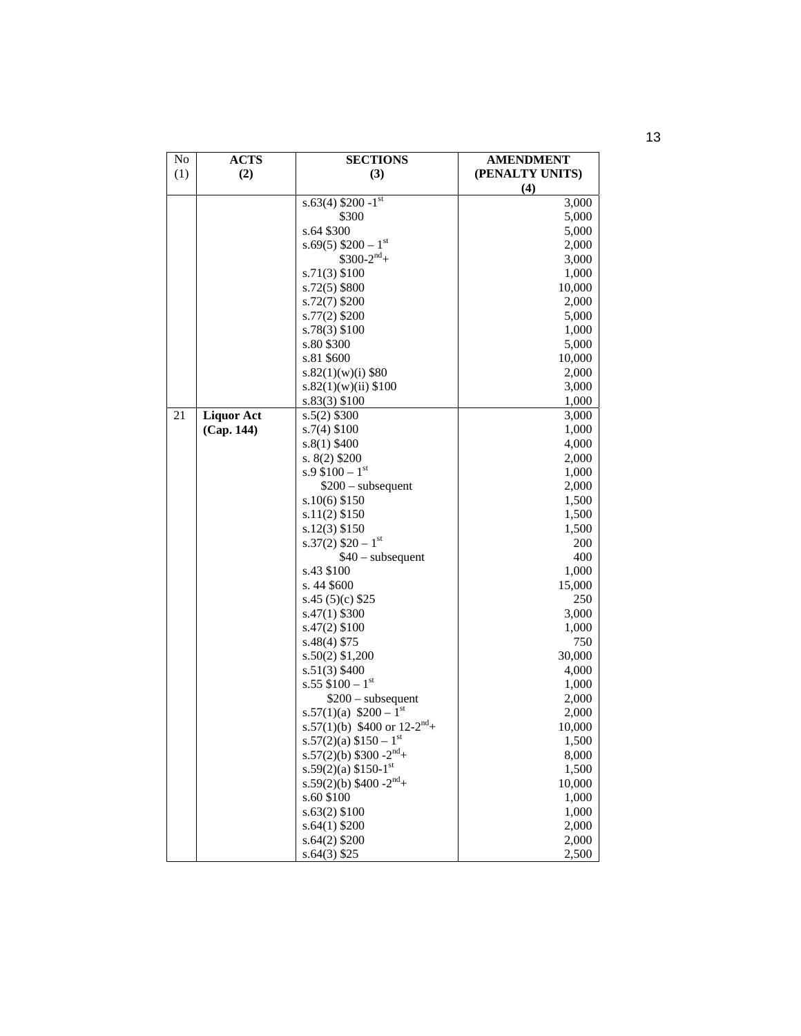| No (1) | ACTS (2) | SECTIONS (3) | AMENDMENT (PENALTY UNITS) (4) |
|---|---|---|---|
| | | s.63(4) $200 -1st | 3,000 |
| | | $300 | 5,000 |
| | | s.64 $300 | 5,000 |
| | | s.69(5) $200 – 1st | 2,000 |
| | | $300-2nd+ | 3,000 |
| | | s.71(3) $100 | 1,000 |
| | | s.72(5) $800 | 10,000 |
| | | s.72(7) $200 | 2,000 |
| | | s.77(2) $200 | 5,000 |
| | | s.78(3) $100 | 1,000 |
| | | s.80 $300 | 5,000 |
| | | s.81 $600 | 10,000 |
| | | s.82(1)(w)(i) $80 | 2,000 |
| | | s.82(1)(w)(ii) $100 | 3,000 |
| | | s.83(3) $100 | 1,000 |
| 21 | **Liquor Act (Cap. 144)** | s.5(2) $300 | 3,000 |
| | | s.7(4) $100 | 1,000 |
| | | s.8(1) $400 | 4,000 |
| | | s. 8(2) $200 | 2,000 |
| | | s.9 $100 – 1st | 1,000 |
| | | $200 – subsequent | 2,000 |
| | | s.10(6) $150 | 1,500 |
| | | s.11(2) $150 | 1,500 |
| | | s.12(3) $150 | 1,500 |
| | | s.37(2) $20 – 1st | 200 |
| | | $40 – subsequent | 400 |
| | | s.43 $100 | 1,000 |
| | | s. 44 $600 | 15,000 |
| | | s.45 (5)(c) $25 | 250 |
| | | s.47(1) $300 | 3,000 |
| | | s.47(2) $100 | 1,000 |
| | | s.48(4) $75 | 750 |
| | | s.50(2) $1,200 | 30,000 |
| | | s.51(3) $400 | 4,000 |
| | | s.55 $100 – 1st | 1,000 |
| | | $200 – subsequent | 2,000 |
| | | s.57(1)(a) $200 – 1st | 2,000 |
| | | s.57(1)(b) $400 or 12-2nd+ | 10,000 |
| | | s.57(2)(a) $150 – 1st | 1,500 |
| | | s.57(2)(b) $300 -2nd+ | 8,000 |
| | | s.59(2)(a) $150-1st | 1,500 |
| | | s.59(2)(b) $400 -2nd+ | 10,000 |
| | | s.60 $100 | 1,000 |
| | | s.63(2) $100 | 1,000 |
| | | s.64(1) $200 | 2,000 |
| | | s.64(2) $200 | 2,000 |
| | | s.64(3) $25 | 2,500 |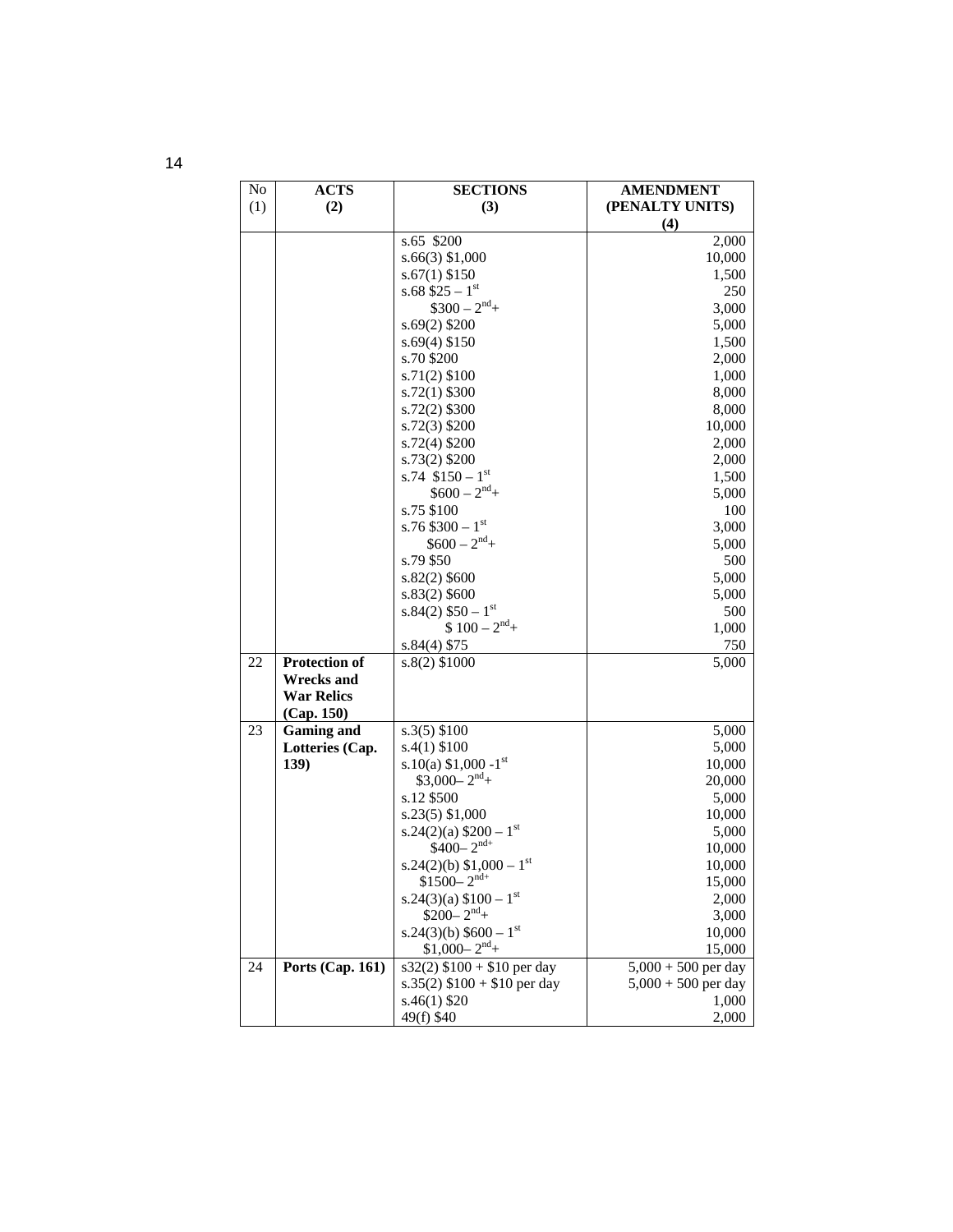| No (1) | ACTS (2) | SECTIONS (3) | AMENDMENT (PENALTY UNITS) (4) |
|---|---|---|---|
| | | s.65 $200 | 2,000 |
| | | s.66(3) $1,000 | 10,000 |
| | | s.67(1) $150 | 1,500 |
| | | s.68 $25 – 1st | 250 |
| | | $300 – 2nd+ | 3,000 |
| | | s.69(2) $200 | 5,000 |
| | | s.69(4) $150 | 1,500 |
| | | s.70 $200 | 2,000 |
| | | s.71(2) $100 | 1,000 |
| | | s.72(1) $300 | 8,000 |
| | | s.72(2) $300 | 8,000 |
| | | s.72(3) $200 | 10,000 |
| | | s.72(4) $200 | 2,000 |
| | | s.73(2) $200 | 2,000 |
| | | s.74 $150 – 1st | 1,500 |
| | | $600 – 2nd+ | 5,000 |
| | | s.75 $100 | 100 |
| | | s.76 $300 – 1st | 3,000 |
| | | $600 – 2nd+ | 5,000 |
| | | s.79 $50 | 500 |
| | | s.82(2) $600 | 5,000 |
| | | s.83(2) $600 | 5,000 |
| | | s.84(2) $50 – 1st | 500 |
| | | $ 100 – 2nd+ | 1,000 |
| | | s.84(4) $75 | 750 |
| 22 | **Protection of Wrecks and War Relics (Cap. 150)** | s.8(2) $1000 | 5,000 |
| 23 | **Gaming and Lotteries (Cap. 139)** | s.3(5) $100 | 5,000 |
| | | s.4(1) $100 | 5,000 |
| | | s.10(a) $1,000 -1st | 10,000 |
| | | $3,000– 2nd+ | 20,000 |
| | | s.12 $500 | 5,000 |
| | | s.23(5) $1,000 | 10,000 |
| | | s.24(2)(a) $200 – 1st | 5,000 |
| | | $400– 2nd+ | 10,000 |
| | | s.24(2)(b) $1,000 – 1st | 10,000 |
| | | $1500– 2nd+ | 15,000 |
| | | s.24(3)(a) $100 – 1st | 2,000 |
| | | $200– 2nd+ | 3,000 |
| | | s.24(3)(b) $600 – 1st | 10,000 |
| | | $1,000– 2nd+ | 15,000 |
| 24 | **Ports (Cap. 161)** | s32(2) $100 + $10 per day | 5,000 + 500 per day |
| | | s.35(2) $100 + $10 per day | 5,000 + 500 per day |
| | | s.46(1) $20 | 1,000 |
| | | 49(f) $40 | 2,000 |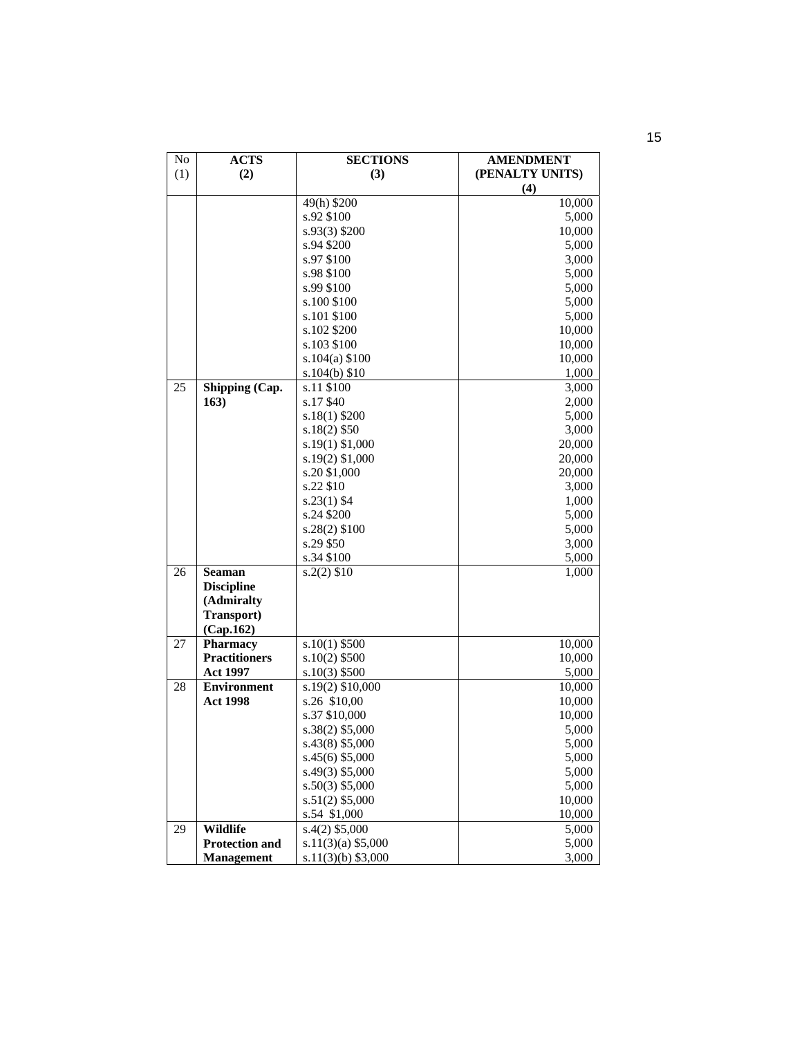| No (1) | ACTS (2) | SECTIONS (3) | AMENDMENT (PENALTY UNITS) (4) |
|---|---|---|---|
| | | 49(h) $200 | 10,000 |
| | | s.92 $100 | 5,000 |
| | | s.93(3) $200 | 10,000 |
| | | s.94 $200 | 5,000 |
| | | s.97 $100 | 3,000 |
| | | s.98 $100 | 5,000 |
| | | s.99 $100 | 5,000 |
| | | s.100 $100 | 5,000 |
| | | s.101 $100 | 5,000 |
| | | s.102 $200 | 10,000 |
| | | s.103 $100 | 10,000 |
| | | s.104(a) $100 | 10,000 |
| | | s.104(b) $10 | 1,000 |
| 25 | **Shipping (Cap. 163)** | s.11 $100 | 3,000 |
| | | s.17 $40 | 2,000 |
| | | s.18(1) $200 | 5,000 |
| | | s.18(2) $50 | 3,000 |
| | | s.19(1) $1,000 | 20,000 |
| | | s.19(2) $1,000 | 20,000 |
| | | s.20 $1,000 | 20,000 |
| | | s.22 $10 | 3,000 |
| | | s.23(1) $4 | 1,000 |
| | | s.24 $200 | 5,000 |
| | | s.28(2) $100 | 5,000 |
| | | s.29 $50 | 3,000 |
| | | s.34 $100 | 5,000 |
| 26 | **Seaman Discipline (Admiralty Transport) (Cap.162)** | s.2(2) $10 | 1,000 |
| 27 | **Pharmacy Practitioners Act 1997** | s.10(1) $500 | 10,000 |
| | | s.10(2) $500 | 10,000 |
| | | s.10(3) $500 | 5,000 |
| 28 | **Environment Act 1998** | s.19(2) $10,000 | 10,000 |
| | | s.26 $10,00 | 10,000 |
| | | s.37 $10,000 | 10,000 |
| | | s.38(2) $5,000 | 5,000 |
| | | s.43(8) $5,000 | 5,000 |
| | | s.45(6) $5,000 | 5,000 |
| | | s.49(3) $5,000 | 5,000 |
| | | s.50(3) $5,000 | 5,000 |
| | | s.51(2) $5,000 | 10,000 |
| | | s.54 $1,000 | 10,000 |
| 29 | **Wildlife Protection and Management** | s.4(2) $5,000 | 5,000 |
| | | s.11(3)(a) $5,000 | 5,000 |
| | | s.11(3)(b) $3,000 | 3,000 |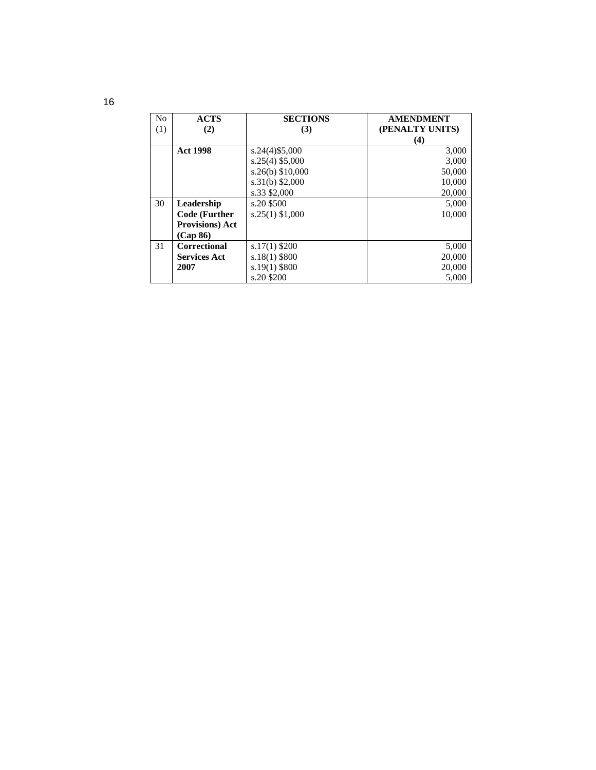| No (1) | ACTS (2) | SECTIONS (3) | AMENDMENT (PENALTY UNITS) (4) |
|---|---|---|---|
| | **Act 1998** | s.24(4)$5,000<br>s.25(4) $5,000<br>s.26(b) $10,000<br>s.31(b) $2,000<br>s.33 $2,000 | 3,000<br>3,000<br>50,000<br>10,000<br>20,000 |
| 30 | **Leadership Code (Further Provisions) Act (Cap 86)** | s.20 $500<br>s.25(1) $1,000 | 5,000<br>10,000 |
| 31 | **Correctional Services Act 2007** | s.17(1) $200<br>s.18(1) $800<br>s.19(1) $800<br>s.20 $200 | 5,000<br>20,000<br>20,000<br>5,000 |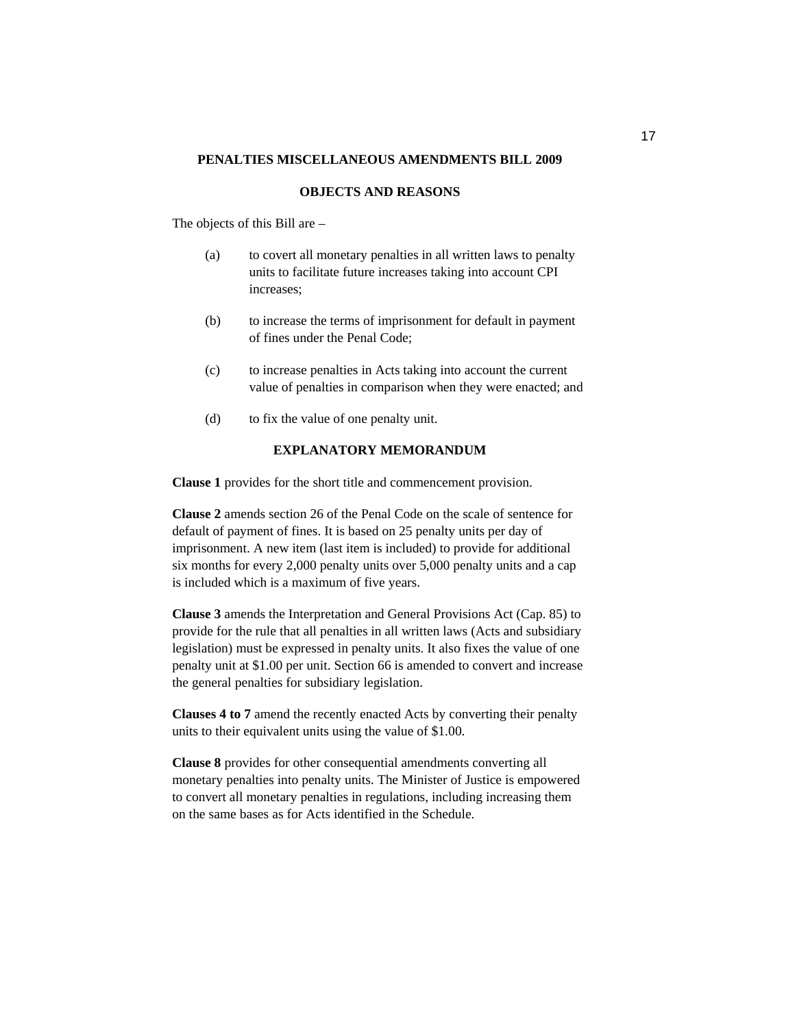**PENALTIES MISCELLANEOUS AMENDMENTS BILL 2009**

**OBJECTS AND REASONS**

The objects of this Bill are –

(a) to covert all monetary penalties in all written laws to penalty units to facilitate future increases taking into account CPI increases;

(b) to increase the terms of imprisonment for default in payment of fines under the Penal Code;

(c) to increase penalties in Acts taking into account the current value of penalties in comparison when they were enacted; and

(d) to fix the value of one penalty unit.

**EXPLANATORY MEMORANDUM**

**Clause 1** provides for the short title and commencement provision.

**Clause 2** amends section 26 of the Penal Code on the scale of sentence for default of payment of fines. It is based on 25 penalty units per day of imprisonment. A new item (last item is included) to provide for additional six months for every 2,000 penalty units over 5,000 penalty units and a cap is included which is a maximum of five years.

**Clause 3** amends the Interpretation and General Provisions Act (Cap. 85) to provide for the rule that all penalties in all written laws (Acts and subsidiary legislation) must be expressed in penalty units. It also fixes the value of one penalty unit at $1.00 per unit. Section 66 is amended to convert and increase the general penalties for subsidiary legislation.

**Clauses 4 to 7** amend the recently enacted Acts by converting their penalty units to their equivalent units using the value of $1.00.

**Clause 8** provides for other consequential amendments converting all monetary penalties into penalty units. The Minister of Justice is empowered to convert all monetary penalties in regulations, including increasing them on the same bases as for Acts identified in the Schedule.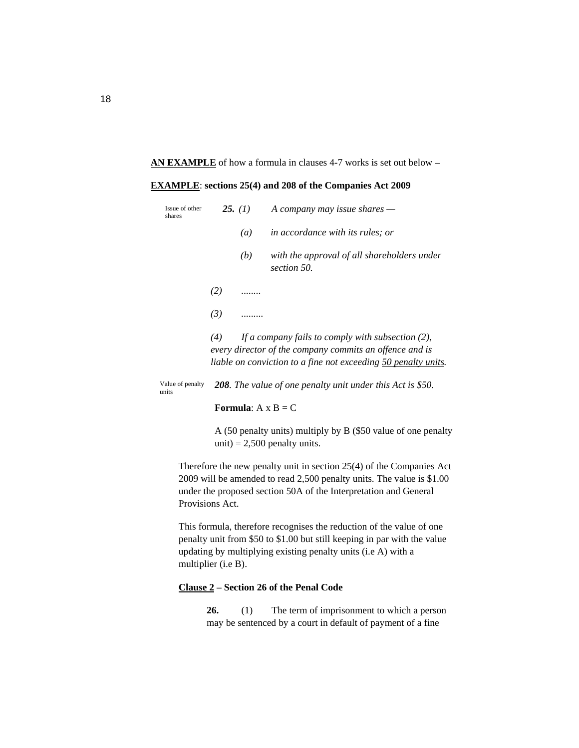**AN EXAMPLE** of how a formula in clauses 4-7 works is set out below –

**EXAMPLE**: **sections 25(4) and 208 of the Companies Act 2009**

Issue of other shares

***25.*** *(1) A company may issue shares —*

*(a) in accordance with its rules; or*

*(b) with the approval of all shareholders under section 50.*

*(2) ........*

*(3) .........*

*(4) If a company fails to comply with subsection (2), every director of the company commits an offence and is liable on conviction to a fine not exceeding* *<u>50 penalty units</u>.*

Value of penalty units

***208****. The value of one penalty unit under this Act is $50.*

**Formula**: A x B = C

A (50 penalty units) multiply by B ($50 value of one penalty unit) = 2,500 penalty units.

Therefore the new penalty unit in section 25(4) of the Companies Act 2009 will be amended to read 2,500 penalty units. The value is $1.00 under the proposed section 50A of the Interpretation and General Provisions Act.

This formula, therefore recognises the reduction of the value of one penalty unit from $50 to $1.00 but still keeping in par with the value updating by multiplying existing penalty units (i.e A) with a multiplier (i.e B).

**Clause 2 – Section 26 of the Penal Code**

**26.** (1) The term of imprisonment to which a person may be sentenced by a court in default of payment of a fine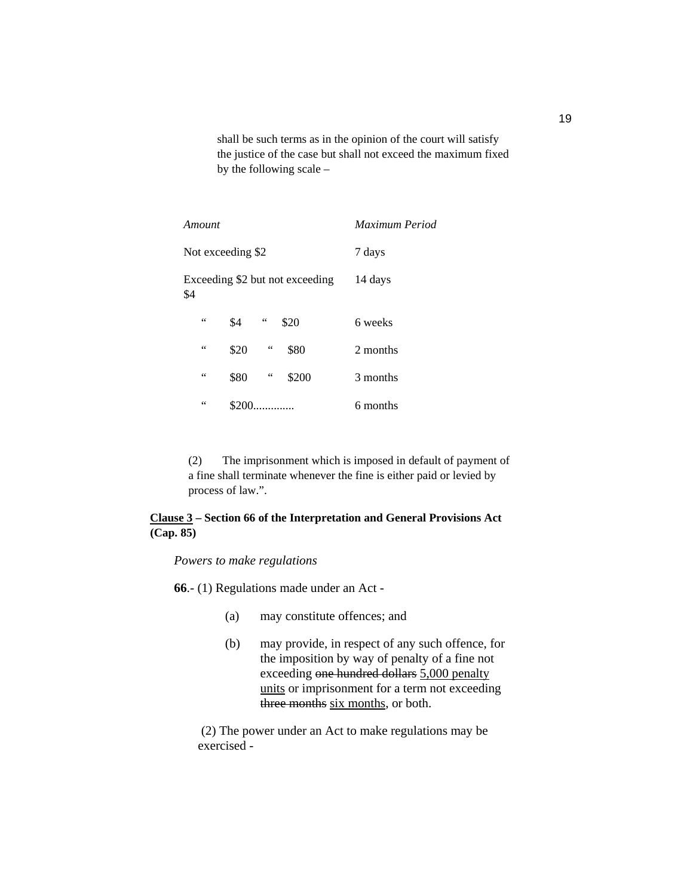shall be such terms as in the opinion of the court will satisfy the justice of the case but shall not exceed the maximum fixed by the following scale –

| *Amount* | *Maximum Period* |
| --- | --- |
| Not exceeding $2 | 7 days |
| Exceeding $2 but not exceeding $4 | 14 days |
| " $4 " $20 | 6 weeks |
| " $20 " $80 | 2 months |
| " $80 " $200 | 3 months |
| " $200............. | 6 months |

(2) The imprisonment which is imposed in default of payment of a fine shall terminate whenever the fine is either paid or levied by process of law.".

**<u>Clause 3</u> – Section 66 of the Interpretation and General Provisions Act (Cap. 85)**

*Powers to make regulations*

**66**.- (1) Regulations made under an Act -

(a) may constitute offences; and

(b) may provide, in respect of any such offence, for the imposition by way of penalty of a fine not exceeding ~~one hundred dollars~~ <u>5,000 penalty units</u> or imprisonment for a term not exceeding ~~three months~~ <u>six months</u>, or both.

(2) The power under an Act to make regulations may be exercised -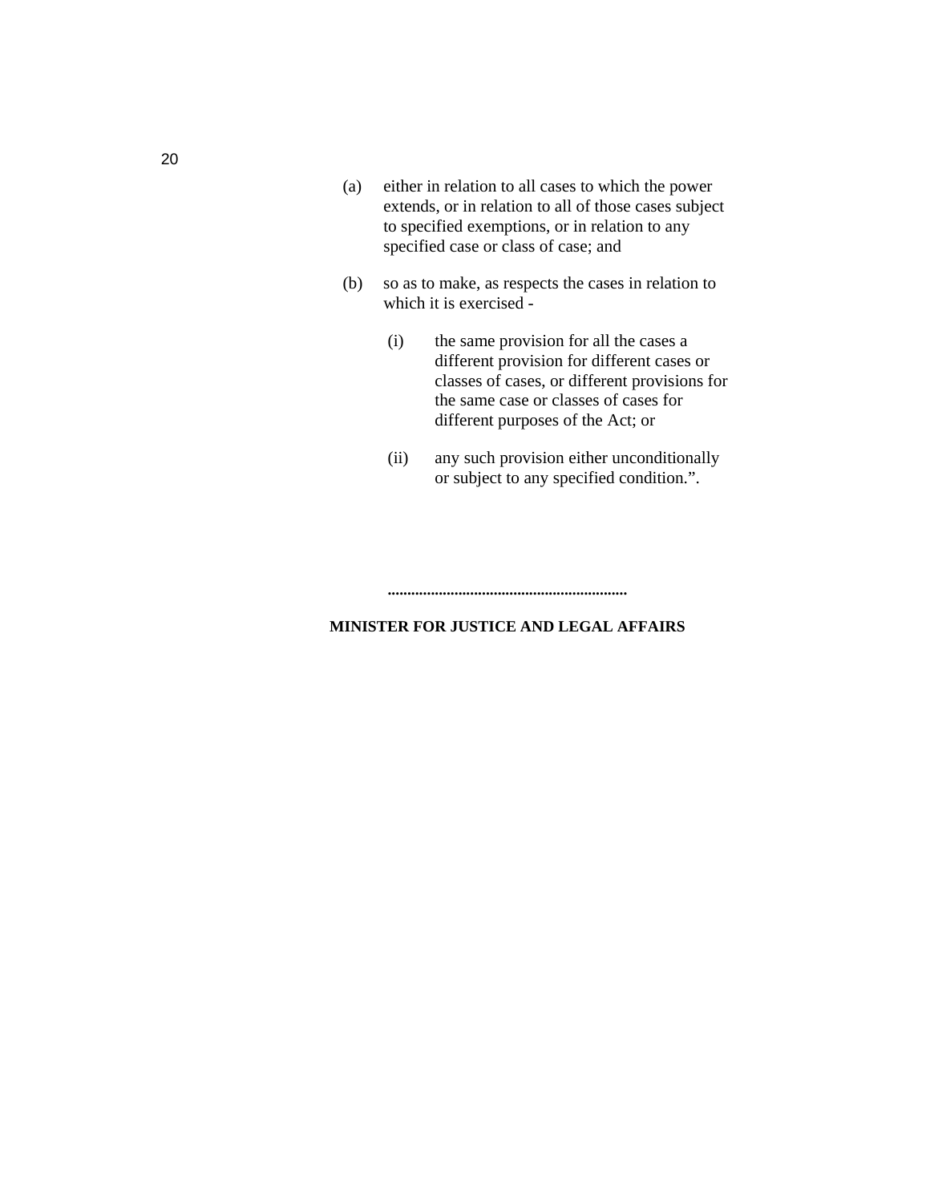(a) either in relation to all cases to which the power extends, or in relation to all of those cases subject to specified exemptions, or in relation to any specified case or class of case; and

(b) so as to make, as respects the cases in relation to which it is exercised -

(i) the same provision for all the cases a different provision for different cases or classes of cases, or different provisions for the same case or classes of cases for different purposes of the Act; or

(ii) any such provision either unconditionally or subject to any specified condition.".

..............................................................

**MINISTER FOR JUSTICE AND LEGAL AFFAIRS**